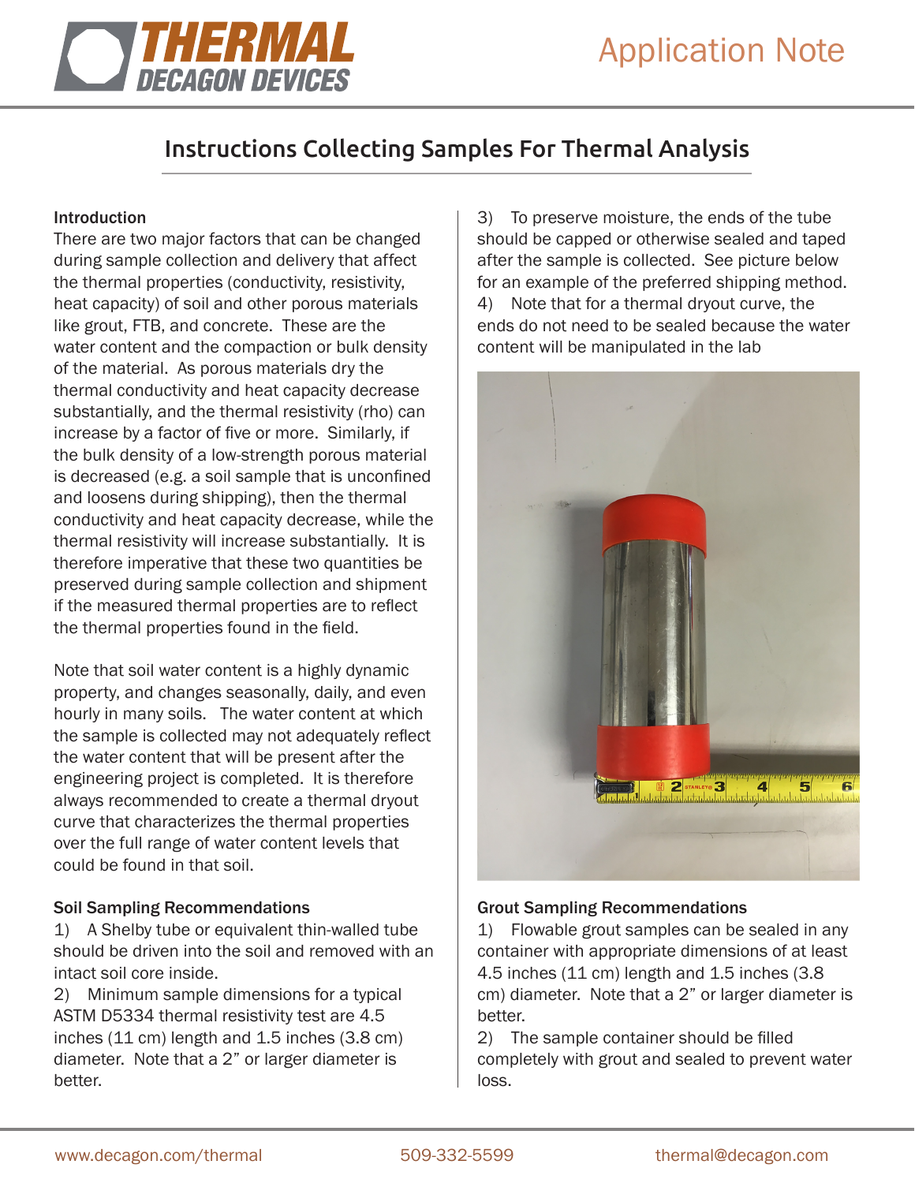# Application Note

## Instructions Collecting Samples For Thermal Analysis

### Introduction

There are two major factors that can be changed during sample collection and delivery that affect the thermal properties (conductivity, resistivity, heat capacity) of soil and other porous materials like grout, FTB, and concrete. These are the water content and the compaction or bulk density of the material. As porous materials dry the thermal conductivity and heat capacity decrease substantially, and the thermal resistivity (rho) can increase by a factor of five or more. Similarly, if the bulk density of a low-strength porous material is decreased (e.g. a soil sample that is unconfined and loosens during shipping), then the thermal conductivity and heat capacity decrease, while the thermal resistivity will increase substantially. It is therefore imperative that these two quantities be preserved during sample collection and shipment if the measured thermal properties are to reflect the thermal properties found in the field.

Note that soil water content is a highly dynamic property, and changes seasonally, daily, and even hourly in many soils. The water content at which the sample is collected may not adequately reflect the water content that will be present after the engineering project is completed. It is therefore always recommended to create a thermal dryout curve that characterizes the thermal properties over the full range of water content levels that could be found in that soil.

### Soil Sampling Recommendations

1) A Shelby tube or equivalent thin-walled tube should be driven into the soil and removed with an intact soil core inside.
2) Minimum sample dimensions for a typical ASTM D5334 thermal resistivity test are 4.5 inches (11 cm) length and 1.5 inches (3.8 cm) diameter. Note that a 2" or larger diameter is better.
3) To preserve moisture, the ends of the tube should be capped or otherwise sealed and taped after the sample is collected. See picture below for an example of the preferred shipping method.
4) Note that for a thermal dryout curve, the ends do not need to be sealed because the water content will be manipulated in the lab

### Grout Sampling Recommendations

1) Flowable grout samples can be sealed in any container with appropriate dimensions of at least 4.5 inches (11 cm) length and 1.5 inches (3.8 cm) diameter. Note that a 2" or larger diameter is better.
2) The sample container should be filled completely with grout and sealed to prevent water loss.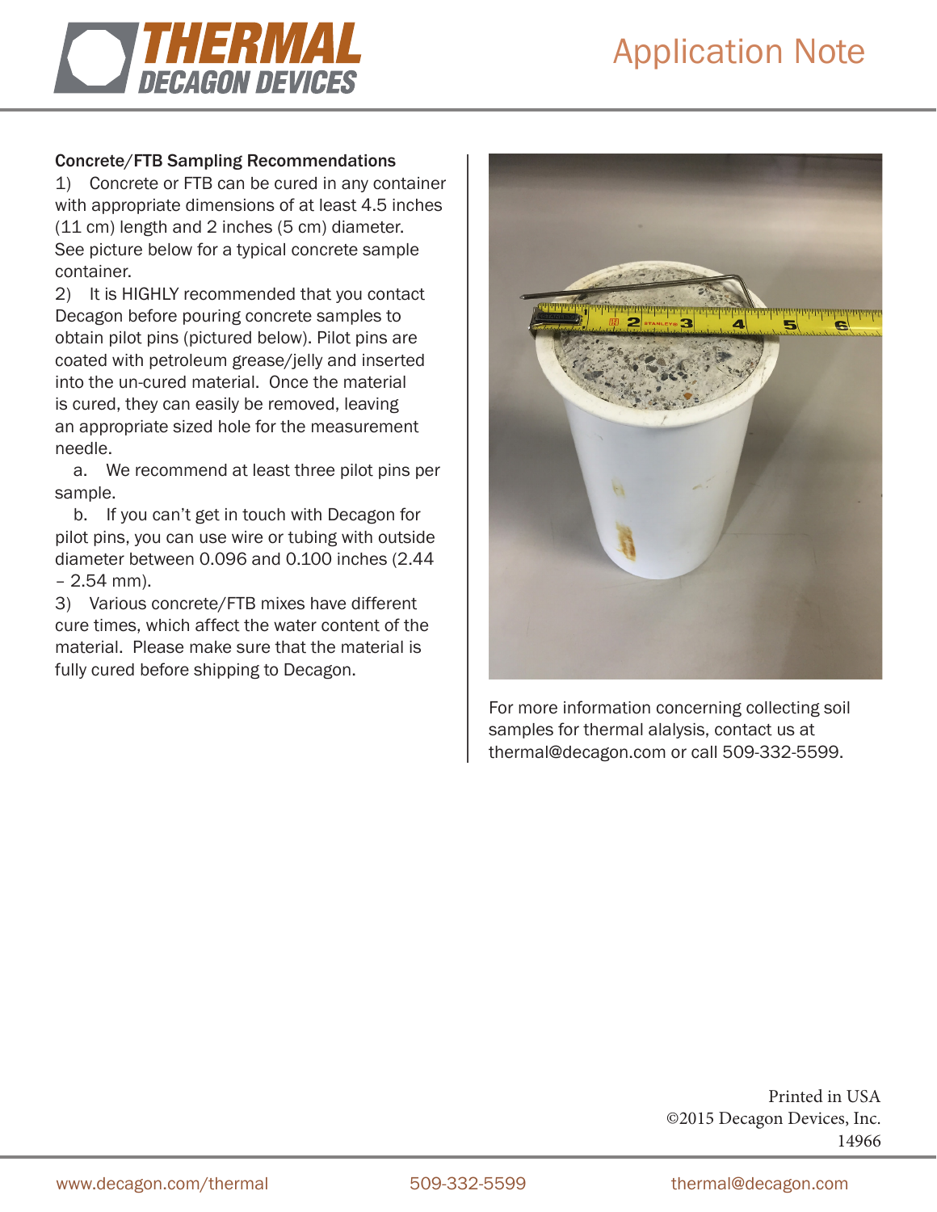**Concrete/FTB Sampling Recommendations**

1) Concrete or FTB can be cured in any container with appropriate dimensions of at least 4.5 inches (11 cm) length and 2 inches (5 cm) diameter. See picture below for a typical concrete sample container.

2) It is HIGHLY recommended that you contact Decagon before pouring concrete samples to obtain pilot pins (pictured below). Pilot pins are coated with petroleum grease/jelly and inserted into the un-cured material. Once the material is cured, they can easily be removed, leaving an appropriate sized hole for the measurement needle.

   a. We recommend at least three pilot pins per sample.

   b. If you can't get in touch with Decagon for pilot pins, you can use wire or tubing with outside diameter between 0.096 and 0.100 inches (2.44 – 2.54 mm).

3) Various concrete/FTB mixes have different cure times, which affect the water content of the material. Please make sure that the material is fully cured before shipping to Decagon.

For more information concerning collecting soil samples for thermal alalysis, contact us at thermal@decagon.com or call 509-332-5599.

Printed in USA
©2015 Decagon Devices, Inc.
14966